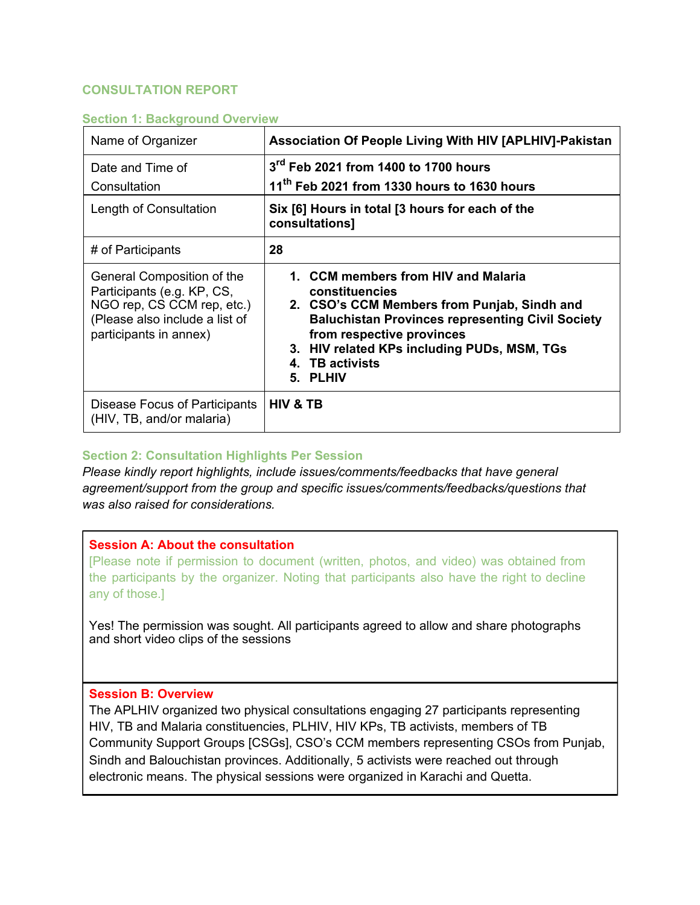## CONSULTATION REPORT

### Section 1: Background Overview

| | |
|---|---|
| Name of Organizer | **Association Of People Living With HIV [APLHIV]-Pakistan** |
| Date and Time of Consultation | **3rd Feb 2021 from 1400 to 1700 hours**<br>**11th Feb 2021 from 1330 hours to 1630 hours** |
| Length of Consultation | **Six [6] Hours in total [3 hours for each of the consultations]** |
| # of Participants | **28** |
| General Composition of the Participants (e.g. KP, CS, NGO rep, CS CCM rep, etc.) (Please also include a list of participants in annex) | **1. CCM members from HIV and Malaria constituencies**<br>**2. CSO's CCM Members from Punjab, Sindh and Baluchistan Provinces representing Civil Society from respective provinces**<br>**3. HIV related KPs including PUDs, MSM, TGs**<br>**4. TB activists**<br>**5. PLHIV** |
| Disease Focus of Participants (HIV, TB, and/or malaria) | **HIV & TB** |

### Section 2: Consultation Highlights Per Session

*Please kindly report highlights, include issues/comments/feedbacks that have general agreement/support from the group and specific issues/comments/feedbacks/questions that was also raised for considerations.*

**Session A: About the consultation**

[Please note if permission to document (written, photos, and video) was obtained from the participants by the organizer. Noting that participants also have the right to decline any of those.]

Yes! The permission was sought. All participants agreed to allow and share photographs and short video clips of the sessions

**Session B: Overview**

The APLHIV organized two physical consultations engaging 27 participants representing HIV, TB and Malaria constituencies, PLHIV, HIV KPs, TB activists, members of TB Community Support Groups [CSGs], CSO's CCM members representing CSOs from Punjab, Sindh and Balouchistan provinces. Additionally, 5 activists were reached out through electronic means. The physical sessions were organized in Karachi and Quetta.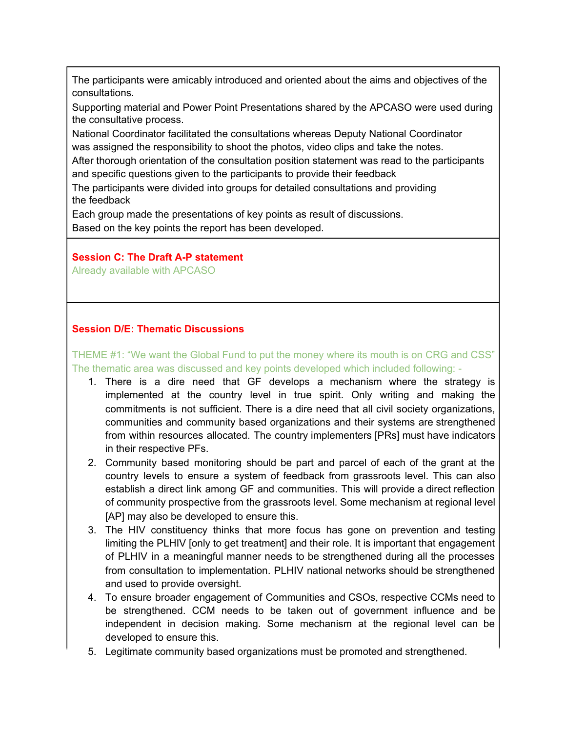The participants were amicably introduced and oriented about the aims and objectives of the consultations.

Supporting material and Power Point Presentations shared by the APCASO were used during the consultative process.

National Coordinator facilitated the consultations whereas Deputy National Coordinator was assigned the responsibility to shoot the photos, video clips and take the notes.

After thorough orientation of the consultation position statement was read to the participants and specific questions given to the participants to provide their feedback

The participants were divided into groups for detailed consultations and providing the feedback

Each group made the presentations of key points as result of discussions.

Based on the key points the report has been developed.

**Session C: The Draft A-P statement**

Already available with APCASO

**Session D/E: Thematic Discussions**

THEME #1: "We want the Global Fund to put the money where its mouth is on CRG and CSS"

The thematic area was discussed and key points developed which included following: -

1. There is a dire need that GF develops a mechanism where the strategy is implemented at the country level in true spirit. Only writing and making the commitments is not sufficient. There is a dire need that all civil society organizations, communities and community based organizations and their systems are strengthened from within resources allocated. The country implementers [PRs] must have indicators in their respective PFs.
2. Community based monitoring should be part and parcel of each of the grant at the country levels to ensure a system of feedback from grassroots level. This can also establish a direct link among GF and communities. This will provide a direct reflection of community prospective from the grassroots level. Some mechanism at regional level [AP] may also be developed to ensure this.
3. The HIV constituency thinks that more focus has gone on prevention and testing limiting the PLHIV [only to get treatment] and their role. It is important that engagement of PLHIV in a meaningful manner needs to be strengthened during all the processes from consultation to implementation. PLHIV national networks should be strengthened and used to provide oversight.
4. To ensure broader engagement of Communities and CSOs, respective CCMs need to be strengthened. CCM needs to be taken out of government influence and be independent in decision making. Some mechanism at the regional level can be developed to ensure this.
5. Legitimate community based organizations must be promoted and strengthened.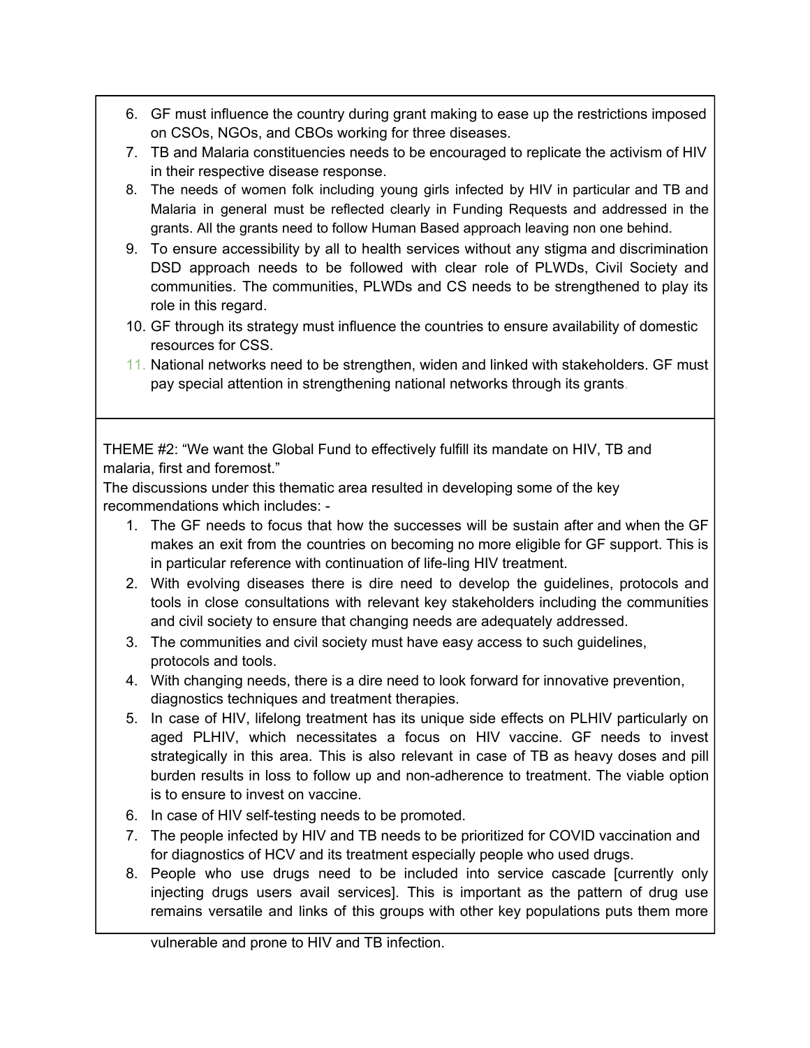6. GF must influence the country during grant making to ease up the restrictions imposed on CSOs, NGOs, and CBOs working for three diseases.
7. TB and Malaria constituencies needs to be encouraged to replicate the activism of HIV in their respective disease response.
8. The needs of women folk including young girls infected by HIV in particular and TB and Malaria in general must be reflected clearly in Funding Requests and addressed in the grants. All the grants need to follow Human Based approach leaving non one behind.
9. To ensure accessibility by all to health services without any stigma and discrimination DSD approach needs to be followed with clear role of PLWDs, Civil Society and communities. The communities, PLWDs and CS needs to be strengthened to play its role in this regard.
10. GF through its strategy must influence the countries to ensure availability of domestic resources for CSS.
11. National networks need to be strengthen, widen and linked with stakeholders. GF must pay special attention in strengthening national networks through its grants.

THEME #2: "We want the Global Fund to effectively fulfill its mandate on HIV, TB and malaria, first and foremost."

The discussions under this thematic area resulted in developing some of the key recommendations which includes: -

1. The GF needs to focus that how the successes will be sustain after and when the GF makes an exit from the countries on becoming no more eligible for GF support. This is in particular reference with continuation of life-ling HIV treatment.
2. With evolving diseases there is dire need to develop the guidelines, protocols and tools in close consultations with relevant key stakeholders including the communities and civil society to ensure that changing needs are adequately addressed.
3. The communities and civil society must have easy access to such guidelines, protocols and tools.
4. With changing needs, there is a dire need to look forward for innovative prevention, diagnostics techniques and treatment therapies.
5. In case of HIV, lifelong treatment has its unique side effects on PLHIV particularly on aged PLHIV, which necessitates a focus on HIV vaccine. GF needs to invest strategically in this area. This is also relevant in case of TB as heavy doses and pill burden results in loss to follow up and non-adherence to treatment. The viable option is to ensure to invest on vaccine.
6. In case of HIV self-testing needs to be promoted.
7. The people infected by HIV and TB needs to be prioritized for COVID vaccination and for diagnostics of HCV and its treatment especially people who used drugs.
8. People who use drugs need to be included into service cascade [currently only injecting drugs users avail services]. This is important as the pattern of drug use remains versatile and links of this groups with other key populations puts them more vulnerable and prone to HIV and TB infection.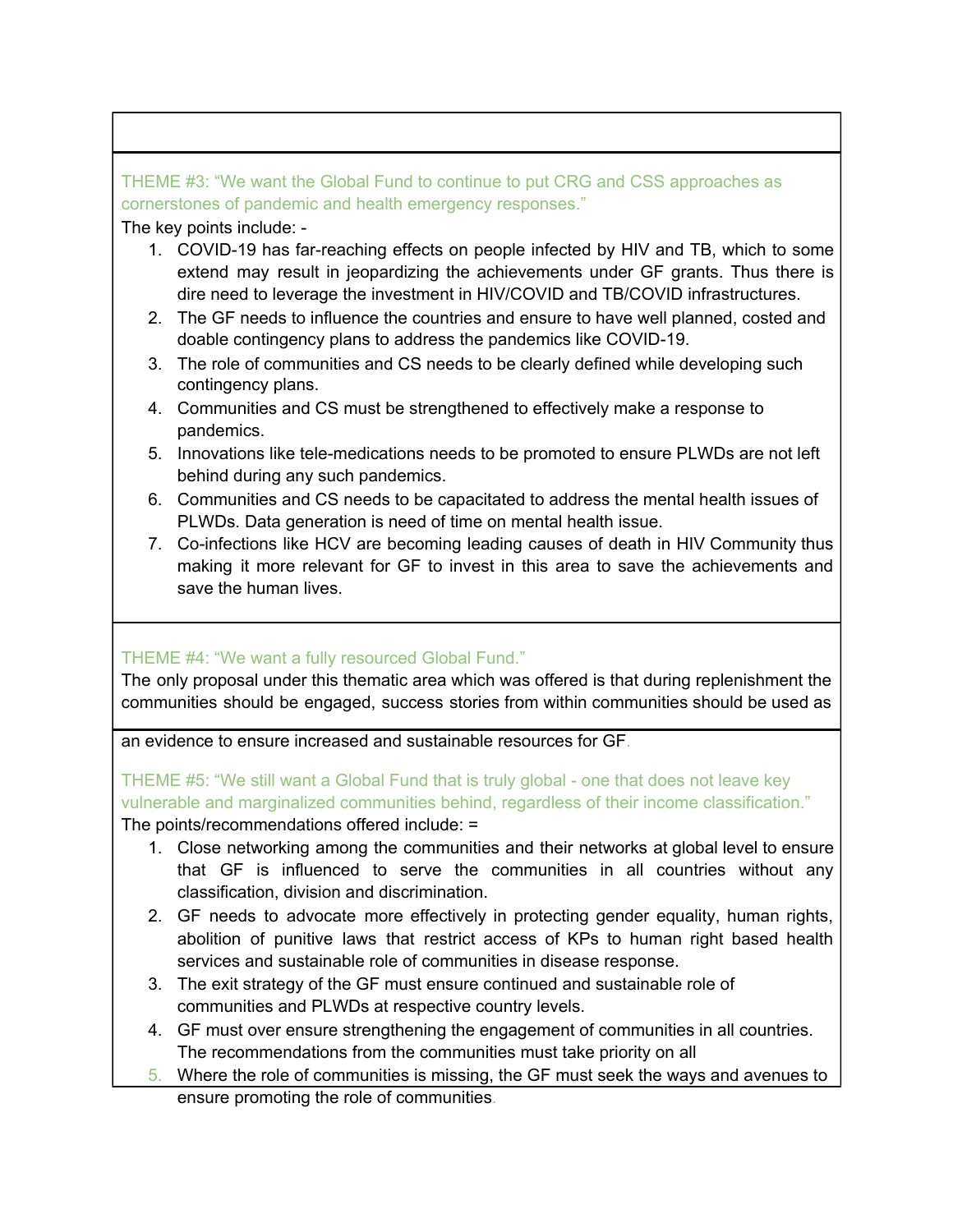THEME #3: "We want the Global Fund to continue to put CRG and CSS approaches as cornerstones of pandemic and health emergency responses."

The key points include: -

1. COVID-19 has far-reaching effects on people infected by HIV and TB, which to some extend may result in jeopardizing the achievements under GF grants. Thus there is dire need to leverage the investment in HIV/COVID and TB/COVID infrastructures.
2. The GF needs to influence the countries and ensure to have well planned, costed and doable contingency plans to address the pandemics like COVID-19.
3. The role of communities and CS needs to be clearly defined while developing such contingency plans.
4. Communities and CS must be strengthened to effectively make a response to pandemics.
5. Innovations like tele-medications needs to be promoted to ensure PLWDs are not left behind during any such pandemics.
6. Communities and CS needs to be capacitated to address the mental health issues of PLWDs. Data generation is need of time on mental health issue.
7. Co-infections like HCV are becoming leading causes of death in HIV Community thus making it more relevant for GF to invest in this area to save the achievements and save the human lives.

THEME #4: "We want a fully resourced Global Fund."

The only proposal under this thematic area which was offered is that during replenishment the communities should be engaged, success stories from within communities should be used as an evidence to ensure increased and sustainable resources for GF.

THEME #5: "We still want a Global Fund that is truly global - one that does not leave key vulnerable and marginalized communities behind, regardless of their income classification."

The points/recommendations offered include: =

1. Close networking among the communities and their networks at global level to ensure that GF is influenced to serve the communities in all countries without any classification, division and discrimination.
2. GF needs to advocate more effectively in protecting gender equality, human rights, abolition of punitive laws that restrict access of KPs to human right based health services and sustainable role of communities in disease response.
3. The exit strategy of the GF must ensure continued and sustainable role of communities and PLWDs at respective country levels.
4. GF must over ensure strengthening the engagement of communities in all countries. The recommendations from the communities must take priority on all
5. Where the role of communities is missing, the GF must seek the ways and avenues to ensure promoting the role of communities.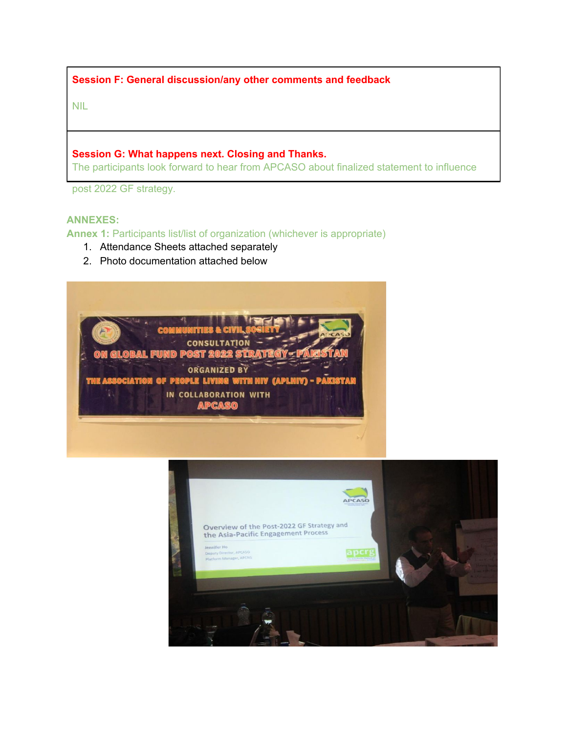**Session F: General discussion/any other comments and feedback**

NIL

**Session G: What happens next. Closing and Thanks.**

The participants look forward to hear from APCASO about finalized statement to influence post 2022 GF strategy.

**ANNEXES:**

**Annex 1:** Participants list/list of organization (whichever is appropriate)

1. Attendance Sheets attached separately
2. Photo documentation attached below